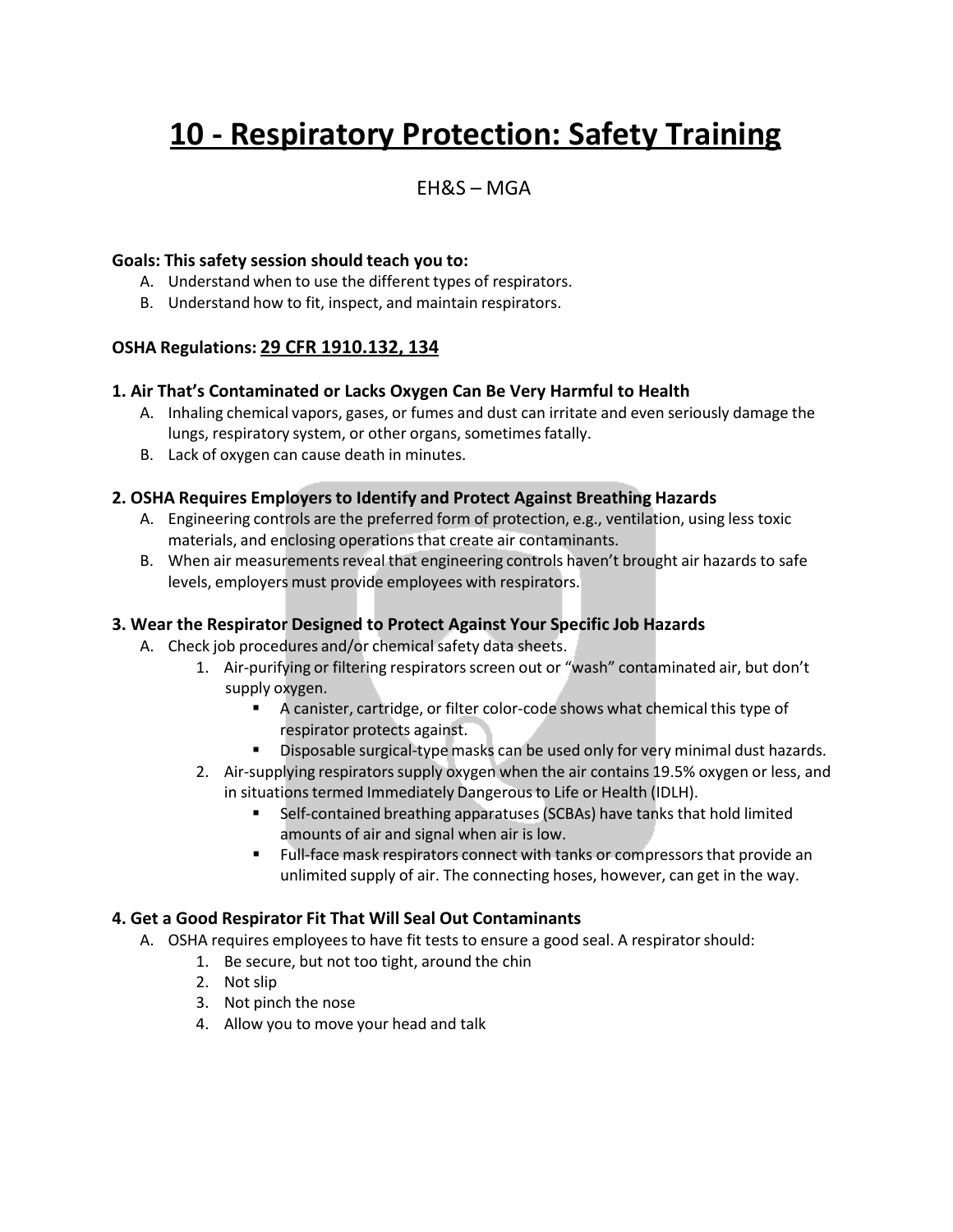# 10 - Respiratory Protection: Safety Training

EH&S – MGA

**Goals: This safety session should teach you to:**

A. Understand when to use the different types of respirators.
B. Understand how to fit, inspect, and maintain respirators.

**OSHA Regulations: 29 CFR 1910.132, 134**

### 1. Air That's Contaminated or Lacks Oxygen Can Be Very Harmful to Health

A. Inhaling chemical vapors, gases, or fumes and dust can irritate and even seriously damage the lungs, respiratory system, or other organs, sometimes fatally.
B. Lack of oxygen can cause death in minutes.

### 2. OSHA Requires Employers to Identify and Protect Against Breathing Hazards

A. Engineering controls are the preferred form of protection, e.g., ventilation, using less toxic materials, and enclosing operations that create air contaminants.
B. When air measurements reveal that engineering controls haven't brought air hazards to safe levels, employers must provide employees with respirators.

### 3. Wear the Respirator Designed to Protect Against Your Specific Job Hazards

A. Check job procedures and/or chemical safety data sheets.
   1. Air-purifying or filtering respirators screen out or "wash" contaminated air, but don't supply oxygen.
      - A canister, cartridge, or filter color-code shows what chemical this type of respirator protects against.
      - Disposable surgical-type masks can be used only for very minimal dust hazards.
   2. Air-supplying respirators supply oxygen when the air contains 19.5% oxygen or less, and in situations termed Immediately Dangerous to Life or Health (IDLH).
      - Self-contained breathing apparatuses (SCBAs) have tanks that hold limited amounts of air and signal when air is low.
      - Full-face mask respirators connect with tanks or compressors that provide an unlimited supply of air. The connecting hoses, however, can get in the way.

### 4. Get a Good Respirator Fit That Will Seal Out Contaminants

A. OSHA requires employees to have fit tests to ensure a good seal. A respirator should:
   1. Be secure, but not too tight, around the chin
   2. Not slip
   3. Not pinch the nose
   4. Allow you to move your head and talk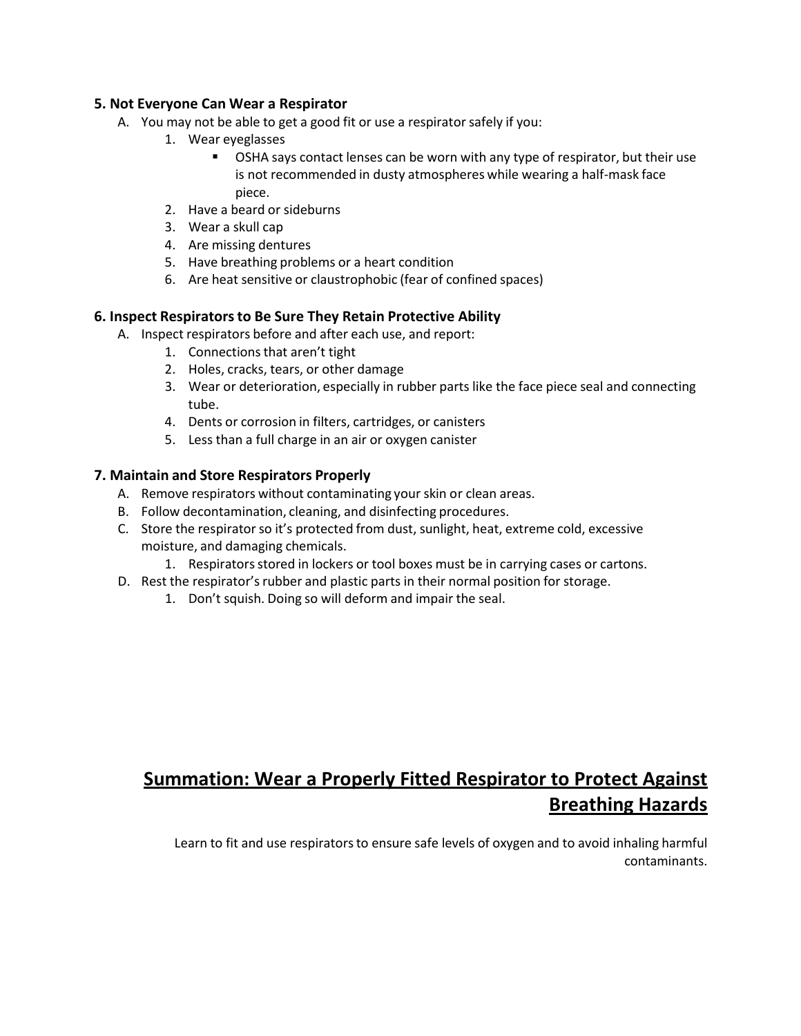### 5. Not Everyone Can Wear a Respirator

A. You may not be able to get a good fit or use a respirator safely if you:
   1. Wear eyeglasses
      - OSHA says contact lenses can be worn with any type of respirator, but their use is not recommended in dusty atmospheres while wearing a half-mask face piece.
   2. Have a beard or sideburns
   3. Wear a skull cap
   4. Are missing dentures
   5. Have breathing problems or a heart condition
   6. Are heat sensitive or claustrophobic (fear of confined spaces)

### 6. Inspect Respirators to Be Sure They Retain Protective Ability

A. Inspect respirators before and after each use, and report:
   1. Connections that aren't tight
   2. Holes, cracks, tears, or other damage
   3. Wear or deterioration, especially in rubber parts like the face piece seal and connecting tube.
   4. Dents or corrosion in filters, cartridges, or canisters
   5. Less than a full charge in an air or oxygen canister

### 7. Maintain and Store Respirators Properly

A. Remove respirators without contaminating your skin or clean areas.

B. Follow decontamination, cleaning, and disinfecting procedures.

C. Store the respirator so it's protected from dust, sunlight, heat, extreme cold, excessive moisture, and damaging chemicals.
   1. Respirators stored in lockers or tool boxes must be in carrying cases or cartons.

D. Rest the respirator's rubber and plastic parts in their normal position for storage.
   1. Don't squish. Doing so will deform and impair the seal.

## Summation: Wear a Properly Fitted Respirator to Protect Against Breathing Hazards

Learn to fit and use respirators to ensure safe levels of oxygen and to avoid inhaling harmful contaminants.